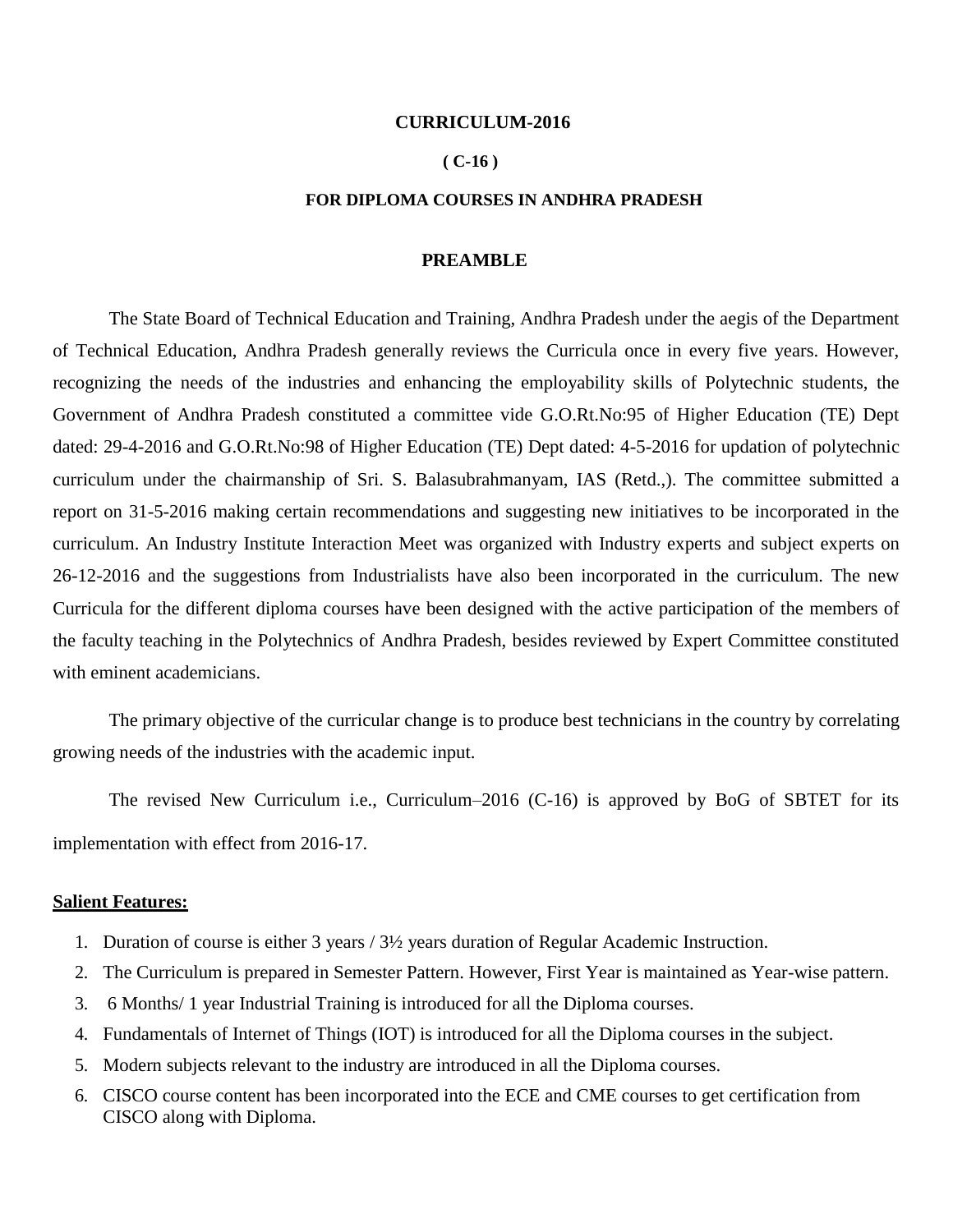# CURRICULUM-2016

## ( C-16 )

## FOR DIPLOMA COURSES IN ANDHRA PRADESH

## PREAMBLE

The State Board of Technical Education and Training, Andhra Pradesh under the aegis of the Department of Technical Education, Andhra Pradesh generally reviews the Curricula once in every five years. However, recognizing the needs of the industries and enhancing the employability skills of Polytechnic students, the Government of Andhra Pradesh constituted a committee vide G.O.Rt.No:95 of Higher Education (TE) Dept dated: 29-4-2016 and G.O.Rt.No:98 of Higher Education (TE) Dept dated: 4-5-2016 for updation of polytechnic curriculum under the chairmanship of Sri. S. Balasubrahmanyam, IAS (Retd.,). The committee submitted a report on 31-5-2016 making certain recommendations and suggesting new initiatives to be incorporated in the curriculum. An Industry Institute Interaction Meet was organized with Industry experts and subject experts on 26-12-2016 and the suggestions from Industrialists have also been incorporated in the curriculum. The new Curricula for the different diploma courses have been designed with the active participation of the members of the faculty teaching in the Polytechnics of Andhra Pradesh, besides reviewed by Expert Committee constituted with eminent academicians.

The primary objective of the curricular change is to produce best technicians in the country by correlating growing needs of the industries with the academic input.

The revised New Curriculum i.e., Curriculum–2016 (C-16) is approved by BoG of SBTET for its implementation with effect from 2016-17.

**Salient Features:**

1. Duration of course is either 3 years / 3½ years duration of Regular Academic Instruction.
2. The Curriculum is prepared in Semester Pattern. However, First Year is maintained as Year-wise pattern.
3. 6 Months/ 1 year Industrial Training is introduced for all the Diploma courses.
4. Fundamentals of Internet of Things (IOT) is introduced for all the Diploma courses in the subject.
5. Modern subjects relevant to the industry are introduced in all the Diploma courses.
6. CISCO course content has been incorporated into the ECE and CME courses to get certification from CISCO along with Diploma.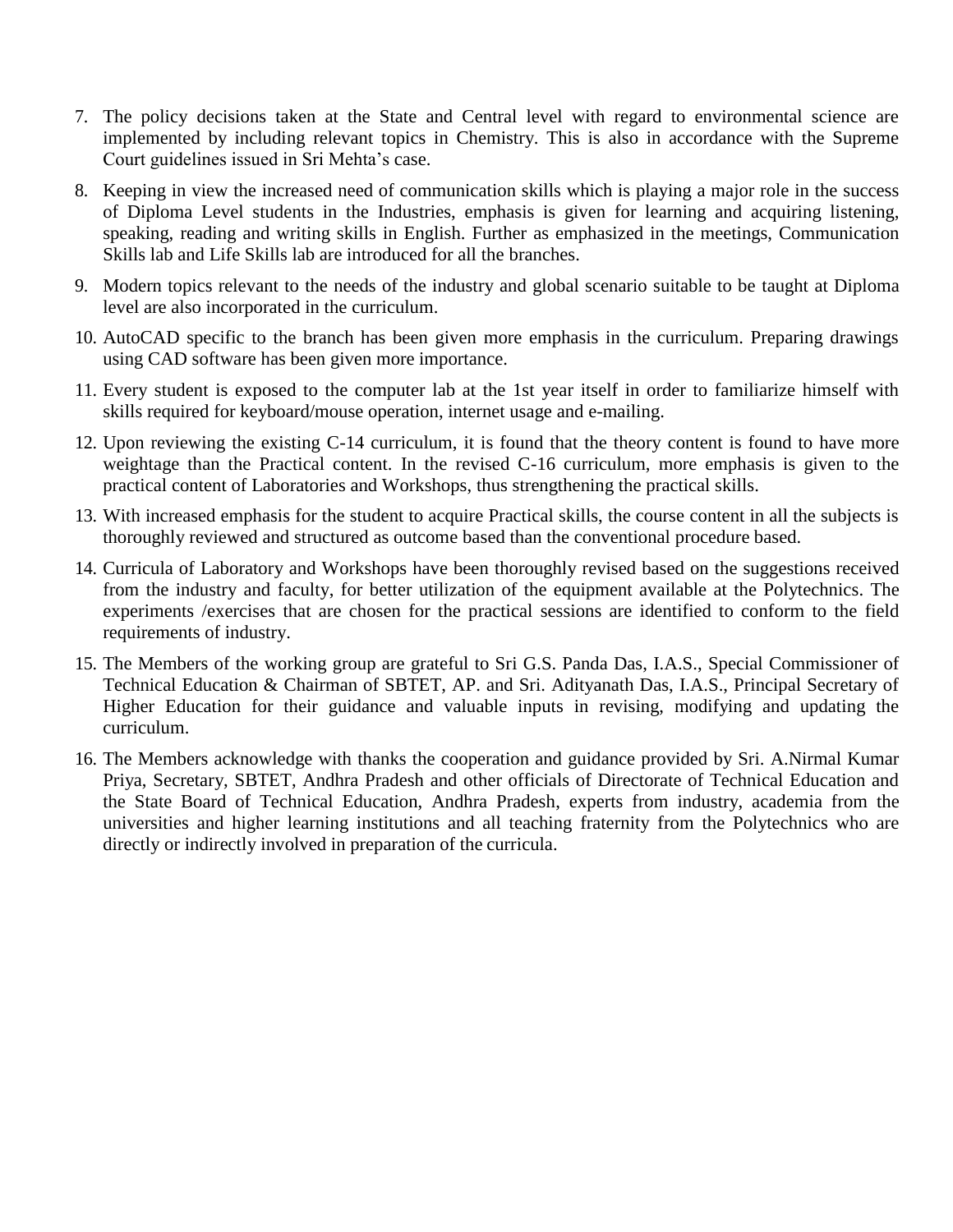7. The policy decisions taken at the State and Central level with regard to environmental science are implemented by including relevant topics in Chemistry. This is also in accordance with the Supreme Court guidelines issued in Sri Mehta's case.
8. Keeping in view the increased need of communication skills which is playing a major role in the success of Diploma Level students in the Industries, emphasis is given for learning and acquiring listening, speaking, reading and writing skills in English. Further as emphasized in the meetings, Communication Skills lab and Life Skills lab are introduced for all the branches.
9. Modern topics relevant to the needs of the industry and global scenario suitable to be taught at Diploma level are also incorporated in the curriculum.
10. AutoCAD specific to the branch has been given more emphasis in the curriculum. Preparing drawings using CAD software has been given more importance.
11. Every student is exposed to the computer lab at the 1st year itself in order to familiarize himself with skills required for keyboard/mouse operation, internet usage and e-mailing.
12. Upon reviewing the existing C-14 curriculum, it is found that the theory content is found to have more weightage than the Practical content. In the revised C-16 curriculum, more emphasis is given to the practical content of Laboratories and Workshops, thus strengthening the practical skills.
13. With increased emphasis for the student to acquire Practical skills, the course content in all the subjects is thoroughly reviewed and structured as outcome based than the conventional procedure based.
14. Curricula of Laboratory and Workshops have been thoroughly revised based on the suggestions received from the industry and faculty, for better utilization of the equipment available at the Polytechnics. The experiments /exercises that are chosen for the practical sessions are identified to conform to the field requirements of industry.
15. The Members of the working group are grateful to Sri G.S. Panda Das, I.A.S., Special Commissioner of Technical Education & Chairman of SBTET, AP. and Sri. Adityanath Das, I.A.S., Principal Secretary of Higher Education for their guidance and valuable inputs in revising, modifying and updating the curriculum.
16. The Members acknowledge with thanks the cooperation and guidance provided by Sri. A.Nirmal Kumar Priya, Secretary, SBTET, Andhra Pradesh and other officials of Directorate of Technical Education and the State Board of Technical Education, Andhra Pradesh, experts from industry, academia from the universities and higher learning institutions and all teaching fraternity from the Polytechnics who are directly or indirectly involved in preparation of the curricula.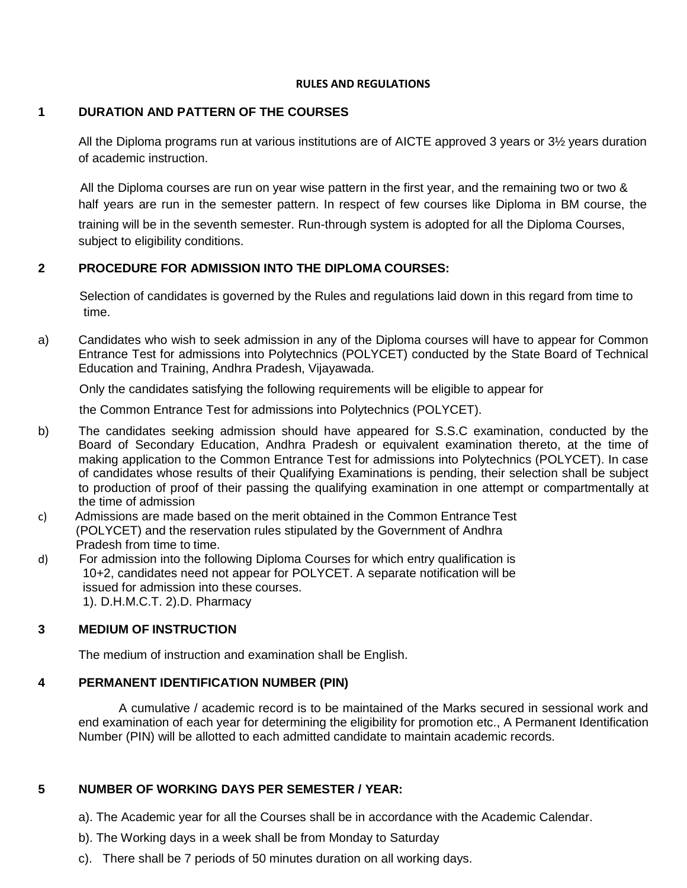# RULES AND REGULATIONS

## 1 DURATION AND PATTERN OF THE COURSES

All the Diploma programs run at various institutions are of AICTE approved 3 years or 3½ years duration of academic instruction.

All the Diploma courses are run on year wise pattern in the first year, and the remaining two or two & half years are run in the semester pattern. In respect of few courses like Diploma in BM course, the training will be in the seventh semester. Run-through system is adopted for all the Diploma Courses, subject to eligibility conditions.

## 2 PROCEDURE FOR ADMISSION INTO THE DIPLOMA COURSES:

Selection of candidates is governed by the Rules and regulations laid down in this regard from time to time.

a) Candidates who wish to seek admission in any of the Diploma courses will have to appear for Common Entrance Test for admissions into Polytechnics (POLYCET) conducted by the State Board of Technical Education and Training, Andhra Pradesh, Vijayawada.

Only the candidates satisfying the following requirements will be eligible to appear for the Common Entrance Test for admissions into Polytechnics (POLYCET).

b) The candidates seeking admission should have appeared for S.S.C examination, conducted by the Board of Secondary Education, Andhra Pradesh or equivalent examination thereto, at the time of making application to the Common Entrance Test for admissions into Polytechnics (POLYCET). In case of candidates whose results of their Qualifying Examinations is pending, their selection shall be subject to production of proof of their passing the qualifying examination in one attempt or compartmentally at the time of admission

c) Admissions are made based on the merit obtained in the Common Entrance Test (POLYCET) and the reservation rules stipulated by the Government of Andhra Pradesh from time to time.

d) For admission into the following Diploma Courses for which entry qualification is 10+2, candidates need not appear for POLYCET. A separate notification will be issued for admission into these courses.
1). D.H.M.C.T. 2).D. Pharmacy

## 3 MEDIUM OF INSTRUCTION

The medium of instruction and examination shall be English.

## 4 PERMANENT IDENTIFICATION NUMBER (PIN)

A cumulative / academic record is to be maintained of the Marks secured in sessional work and end examination of each year for determining the eligibility for promotion etc., A Permanent Identification Number (PIN) will be allotted to each admitted candidate to maintain academic records.

## 5 NUMBER OF WORKING DAYS PER SEMESTER / YEAR:

a). The Academic year for all the Courses shall be in accordance with the Academic Calendar.

b). The Working days in a week shall be from Monday to Saturday

c). There shall be 7 periods of 50 minutes duration on all working days.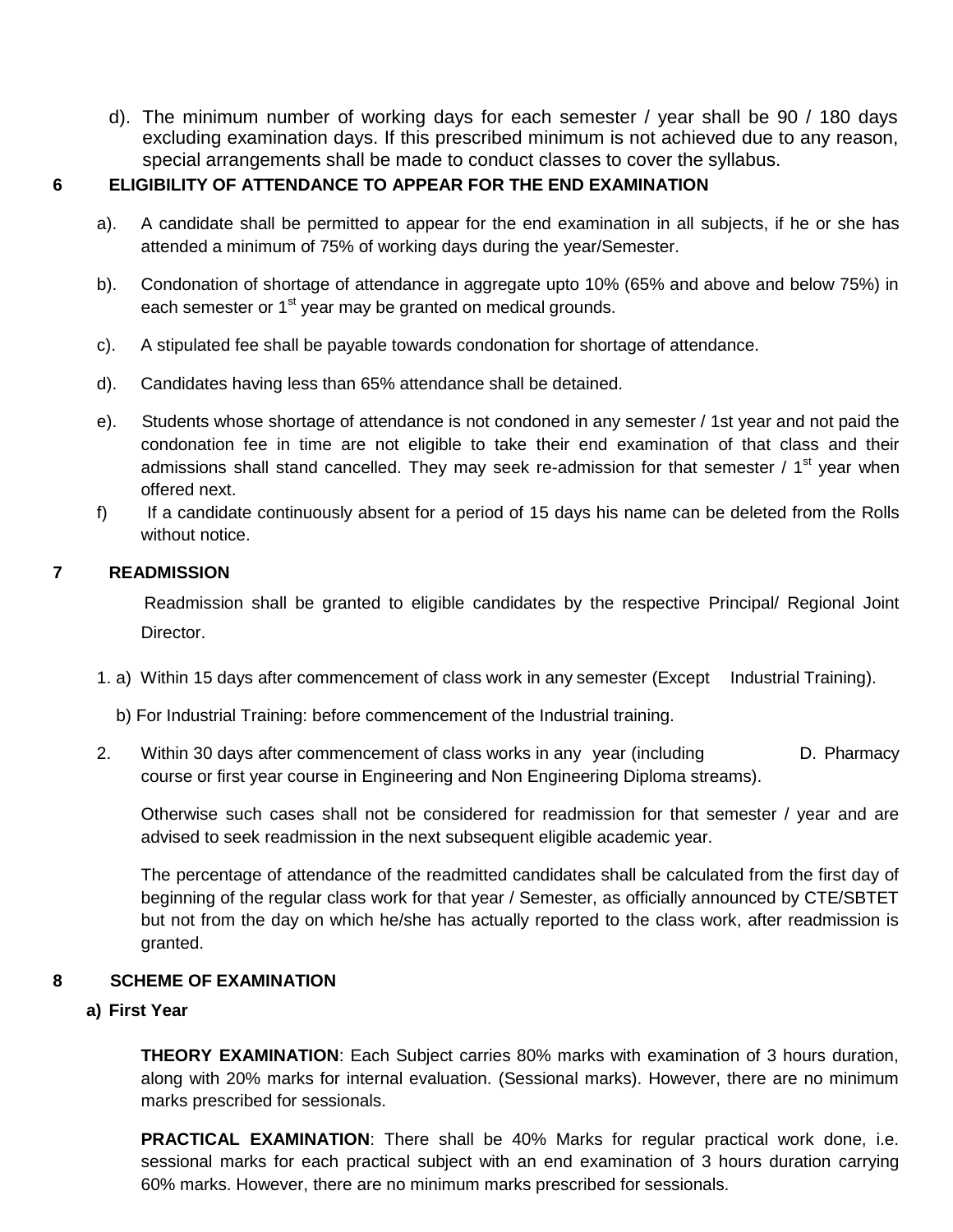d). The minimum number of working days for each semester / year shall be 90 / 180 days excluding examination days. If this prescribed minimum is not achieved due to any reason, special arrangements shall be made to conduct classes to cover the syllabus.

## 6 ELIGIBILITY OF ATTENDANCE TO APPEAR FOR THE END EXAMINATION

a). A candidate shall be permitted to appear for the end examination in all subjects, if he or she has attended a minimum of 75% of working days during the year/Semester.

b). Condonation of shortage of attendance in aggregate upto 10% (65% and above and below 75%) in each semester or 1st year may be granted on medical grounds.

c). A stipulated fee shall be payable towards condonation for shortage of attendance.

d). Candidates having less than 65% attendance shall be detained.

e). Students whose shortage of attendance is not condoned in any semester / 1st year and not paid the condonation fee in time are not eligible to take their end examination of that class and their admissions shall stand cancelled. They may seek re-admission for that semester / 1st year when offered next.

f) If a candidate continuously absent for a period of 15 days his name can be deleted from the Rolls without notice.

## 7 READMISSION

Readmission shall be granted to eligible candidates by the respective Principal/ Regional Joint Director.

1. a) Within 15 days after commencement of class work in any semester (Except Industrial Training).

   b) For Industrial Training: before commencement of the Industrial training.

2. Within 30 days after commencement of class works in any year (including D. Pharmacy course or first year course in Engineering and Non Engineering Diploma streams).

Otherwise such cases shall not be considered for readmission for that semester / year and are advised to seek readmission in the next subsequent eligible academic year.

The percentage of attendance of the readmitted candidates shall be calculated from the first day of beginning of the regular class work for that year / Semester, as officially announced by CTE/SBTET but not from the day on which he/she has actually reported to the class work, after readmission is granted.

## 8 SCHEME OF EXAMINATION

### a) First Year

**THEORY EXAMINATION**: Each Subject carries 80% marks with examination of 3 hours duration, along with 20% marks for internal evaluation. (Sessional marks). However, there are no minimum marks prescribed for sessionals.

**PRACTICAL EXAMINATION**: There shall be 40% Marks for regular practical work done, i.e. sessional marks for each practical subject with an end examination of 3 hours duration carrying 60% marks. However, there are no minimum marks prescribed for sessionals.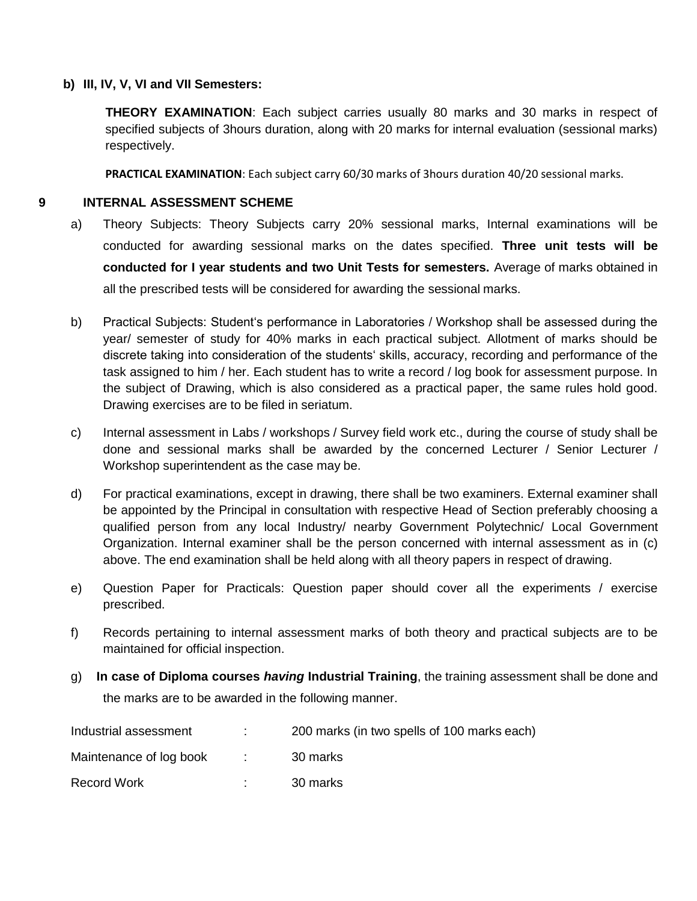**b) III, IV, V, VI and VII Semesters:**

**THEORY EXAMINATION**: Each subject carries usually 80 marks and 30 marks in respect of specified subjects of 3hours duration, along with 20 marks for internal evaluation (sessional marks) respectively.

**PRACTICAL EXAMINATION**: Each subject carry 60/30 marks of 3hours duration 40/20 sessional marks.

## 9 INTERNAL ASSESSMENT SCHEME

a) Theory Subjects: Theory Subjects carry 20% sessional marks, Internal examinations will be conducted for awarding sessional marks on the dates specified. **Three unit tests will be conducted for I year students and two Unit Tests for semesters.** Average of marks obtained in all the prescribed tests will be considered for awarding the sessional marks.

b) Practical Subjects: Student's performance in Laboratories / Workshop shall be assessed during the year/ semester of study for 40% marks in each practical subject. Allotment of marks should be discrete taking into consideration of the students' skills, accuracy, recording and performance of the task assigned to him / her. Each student has to write a record / log book for assessment purpose. In the subject of Drawing, which is also considered as a practical paper, the same rules hold good. Drawing exercises are to be filed in seriatum.

c) Internal assessment in Labs / workshops / Survey field work etc., during the course of study shall be done and sessional marks shall be awarded by the concerned Lecturer / Senior Lecturer / Workshop superintendent as the case may be.

d) For practical examinations, except in drawing, there shall be two examiners. External examiner shall be appointed by the Principal in consultation with respective Head of Section preferably choosing a qualified person from any local Industry/ nearby Government Polytechnic/ Local Government Organization. Internal examiner shall be the person concerned with internal assessment as in (c) above. The end examination shall be held along with all theory papers in respect of drawing.

e) Question Paper for Practicals: Question paper should cover all the experiments / exercise prescribed.

f) Records pertaining to internal assessment marks of both theory and practical subjects are to be maintained for official inspection.

g) **In case of Diploma courses *having* Industrial Training**, the training assessment shall be done and the marks are to be awarded in the following manner.

| | | |
|---|---|---|
| Industrial assessment | : | 200 marks (in two spells of 100 marks each) |
| Maintenance of log book | : | 30 marks |
| Record Work | : | 30 marks |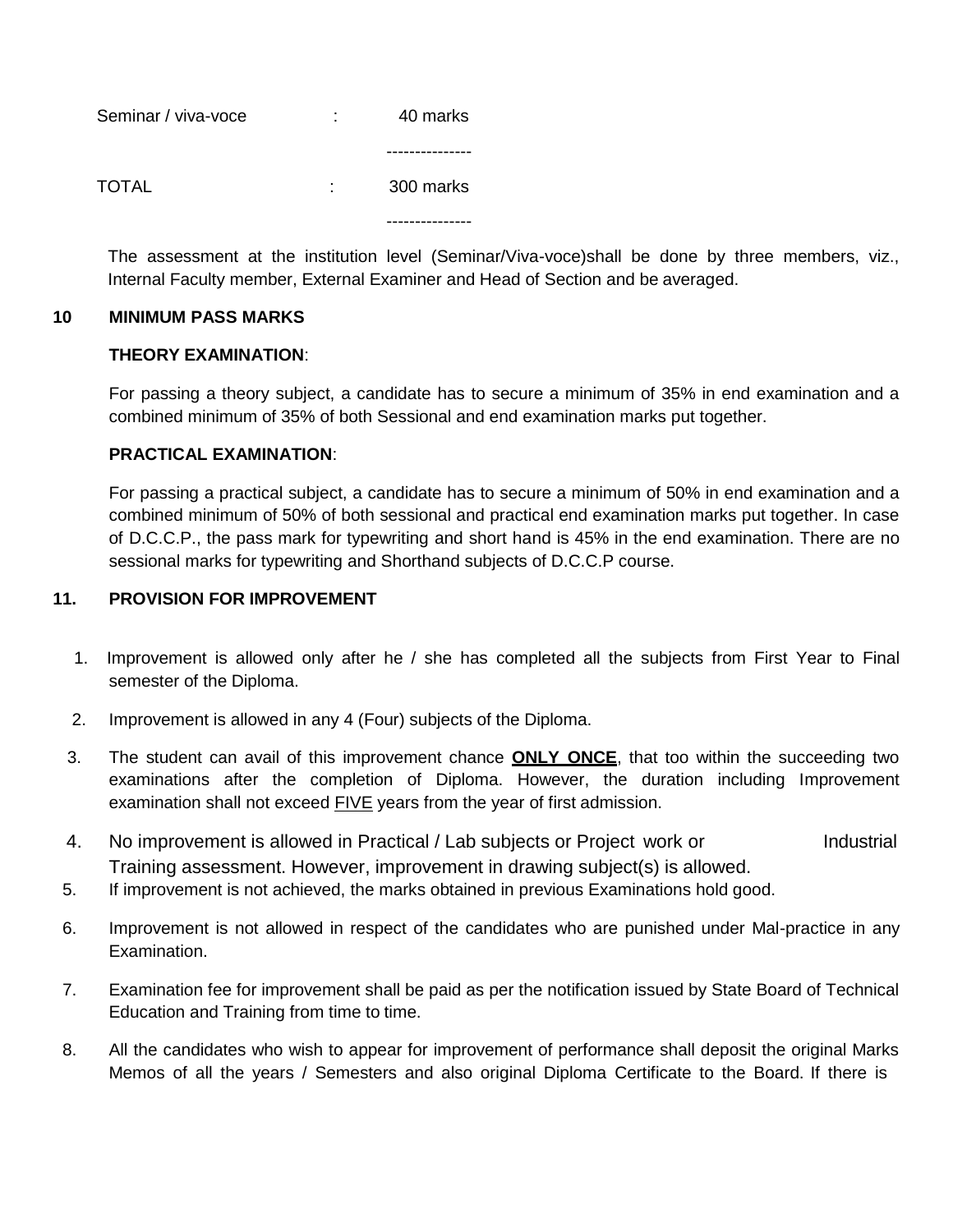| | | |
|---|---|---|
| Seminar / viva-voce | : | 40 marks |
| | | --------------- |
| TOTAL | : | 300 marks |
| | | --------------- |

The assessment at the institution level (Seminar/Viva-voce)shall be done by three members, viz., Internal Faculty member, External Examiner and Head of Section and be averaged.

## 10 MINIMUM PASS MARKS

**THEORY EXAMINATION**:

For passing a theory subject, a candidate has to secure a minimum of 35% in end examination and a combined minimum of 35% of both Sessional and end examination marks put together.

**PRACTICAL EXAMINATION**:

For passing a practical subject, a candidate has to secure a minimum of 50% in end examination and a combined minimum of 50% of both sessional and practical end examination marks put together. In case of D.C.C.P., the pass mark for typewriting and short hand is 45% in the end examination. There are no sessional marks for typewriting and Shorthand subjects of D.C.C.P course.

## 11. PROVISION FOR IMPROVEMENT

1. Improvement is allowed only after he / she has completed all the subjects from First Year to Final semester of the Diploma.
2. Improvement is allowed in any 4 (Four) subjects of the Diploma.
3. The student can avail of this improvement chance **ONLY ONCE**, that too within the succeeding two examinations after the completion of Diploma. However, the duration including Improvement examination shall not exceed FIVE years from the year of first admission.
4. No improvement is allowed in Practical / Lab subjects or Project work or Industrial Training assessment. However, improvement in drawing subject(s) is allowed.
5. If improvement is not achieved, the marks obtained in previous Examinations hold good.
6. Improvement is not allowed in respect of the candidates who are punished under Mal-practice in any Examination.
7. Examination fee for improvement shall be paid as per the notification issued by State Board of Technical Education and Training from time to time.
8. All the candidates who wish to appear for improvement of performance shall deposit the original Marks Memos of all the years / Semesters and also original Diploma Certificate to the Board. If there is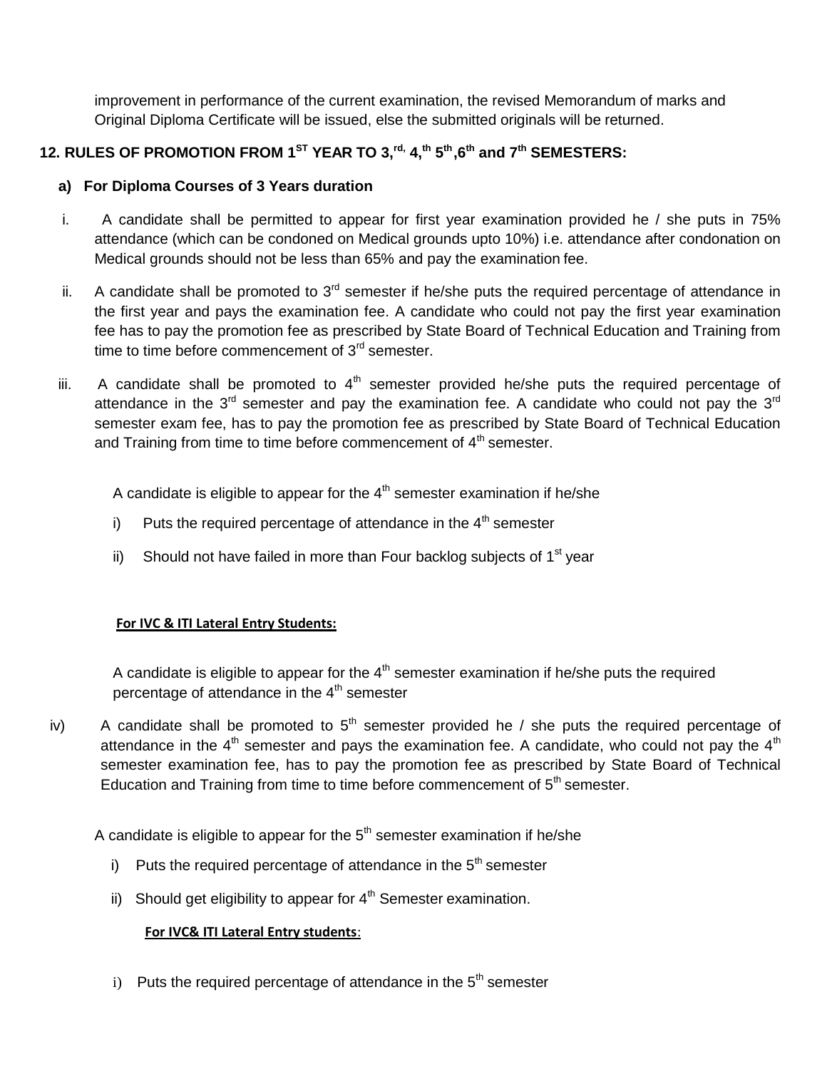improvement in performance of the current examination, the revised Memorandum of marks and Original Diploma Certificate will be issued, else the submitted originals will be returned.

## 12. RULES OF PROMOTION FROM 1ST YEAR TO 3,rd, 4,th 5th,6th and 7th SEMESTERS:

### a) For Diploma Courses of 3 Years duration

i. A candidate shall be permitted to appear for first year examination provided he / she puts in 75% attendance (which can be condoned on Medical grounds upto 10%) i.e. attendance after condonation on Medical grounds should not be less than 65% and pay the examination fee.

ii. A candidate shall be promoted to 3rd semester if he/she puts the required percentage of attendance in the first year and pays the examination fee. A candidate who could not pay the first year examination fee has to pay the promotion fee as prescribed by State Board of Technical Education and Training from time to time before commencement of 3rd semester.

iii. A candidate shall be promoted to 4th semester provided he/she puts the required percentage of attendance in the 3rd semester and pay the examination fee. A candidate who could not pay the 3rd semester exam fee, has to pay the promotion fee as prescribed by State Board of Technical Education and Training from time to time before commencement of 4th semester.

A candidate is eligible to appear for the 4th semester examination if he/she

i) Puts the required percentage of attendance in the 4th semester

ii) Should not have failed in more than Four backlog subjects of 1st year

**For IVC & ITI Lateral Entry Students:**

A candidate is eligible to appear for the 4th semester examination if he/she puts the required percentage of attendance in the 4th semester

iv) A candidate shall be promoted to 5th semester provided he / she puts the required percentage of attendance in the 4th semester and pays the examination fee. A candidate, who could not pay the 4th semester examination fee, has to pay the promotion fee as prescribed by State Board of Technical Education and Training from time to time before commencement of 5th semester.

A candidate is eligible to appear for the 5th semester examination if he/she

i) Puts the required percentage of attendance in the 5th semester

ii) Should get eligibility to appear for 4th Semester examination.

**For IVC& ITI Lateral Entry students**:

i) Puts the required percentage of attendance in the 5th semester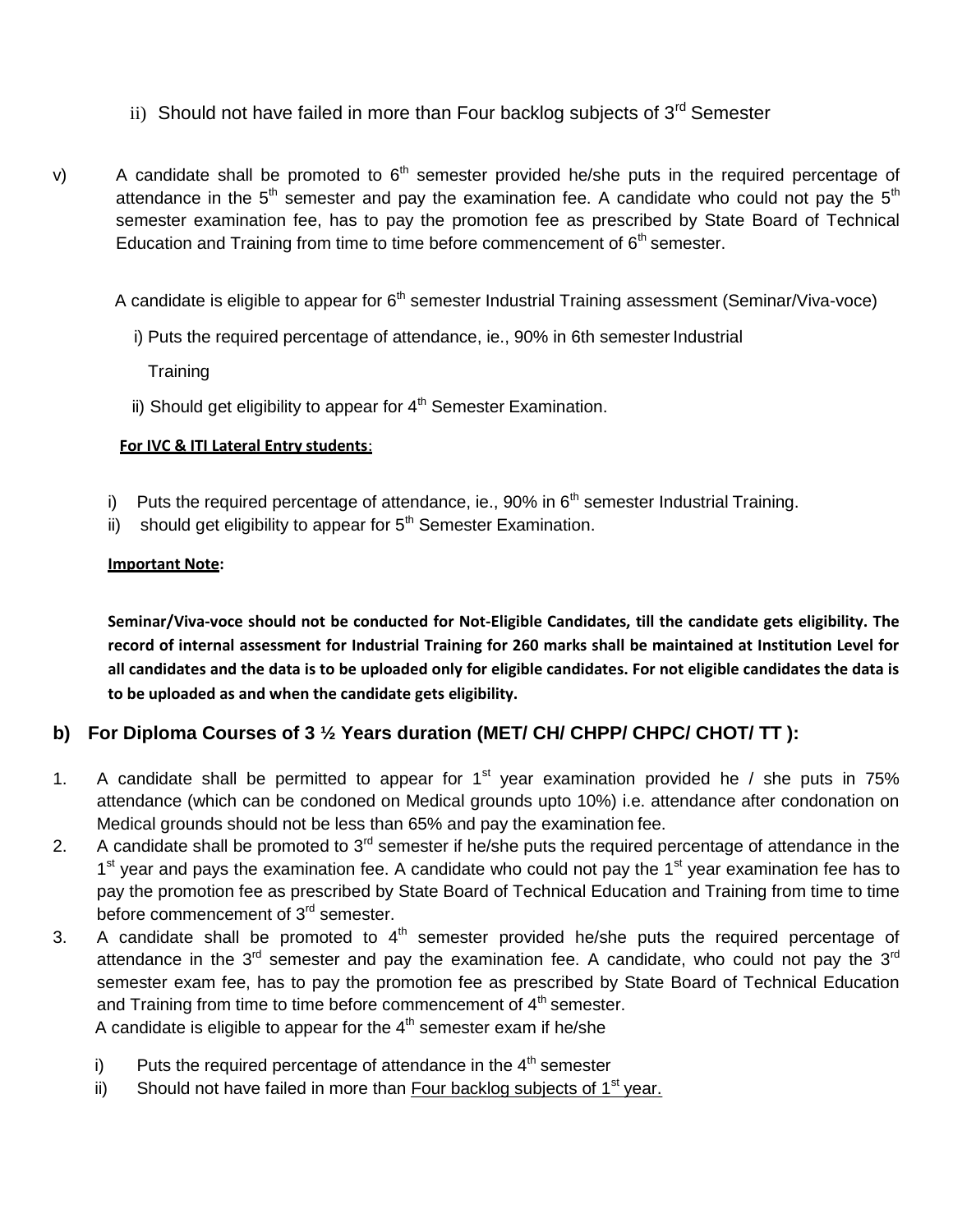ii) Should not have failed in more than Four backlog subjects of 3rd Semester

v) A candidate shall be promoted to 6th semester provided he/she puts in the required percentage of attendance in the 5th semester and pay the examination fee. A candidate who could not pay the 5th semester examination fee, has to pay the promotion fee as prescribed by State Board of Technical Education and Training from time to time before commencement of 6th semester.

A candidate is eligible to appear for 6th semester Industrial Training assessment (Seminar/Viva-voce)

i) Puts the required percentage of attendance, ie., 90% in 6th semester Industrial Training

ii) Should get eligibility to appear for 4th Semester Examination.

**For IVC & ITI Lateral Entry students**:

i) Puts the required percentage of attendance, ie., 90% in 6th semester Industrial Training.

ii) should get eligibility to appear for 5th Semester Examination.

**Important Note:**

**Seminar/Viva-voce should not be conducted for Not-Eligible Candidates, till the candidate gets eligibility. The record of internal assessment for Industrial Training for 260 marks shall be maintained at Institution Level for all candidates and the data is to be uploaded only for eligible candidates. For not eligible candidates the data is to be uploaded as and when the candidate gets eligibility.**

### b) For Diploma Courses of 3 ½ Years duration (MET/ CH/ CHPP/ CHPC/ CHOT/ TT ):

1. A candidate shall be permitted to appear for 1st year examination provided he / she puts in 75% attendance (which can be condoned on Medical grounds upto 10%) i.e. attendance after condonation on Medical grounds should not be less than 65% and pay the examination fee.
2. A candidate shall be promoted to 3rd semester if he/she puts the required percentage of attendance in the 1st year and pays the examination fee. A candidate who could not pay the 1st year examination fee has to pay the promotion fee as prescribed by State Board of Technical Education and Training from time to time before commencement of 3rd semester.
3. A candidate shall be promoted to 4th semester provided he/she puts the required percentage of attendance in the 3rd semester and pay the examination fee. A candidate, who could not pay the 3rd semester exam fee, has to pay the promotion fee as prescribed by State Board of Technical Education and Training from time to time before commencement of 4th semester.

   A candidate is eligible to appear for the 4th semester exam if he/she

   i) Puts the required percentage of attendance in the 4th semester

   ii) Should not have failed in more than Four backlog subjects of 1st year.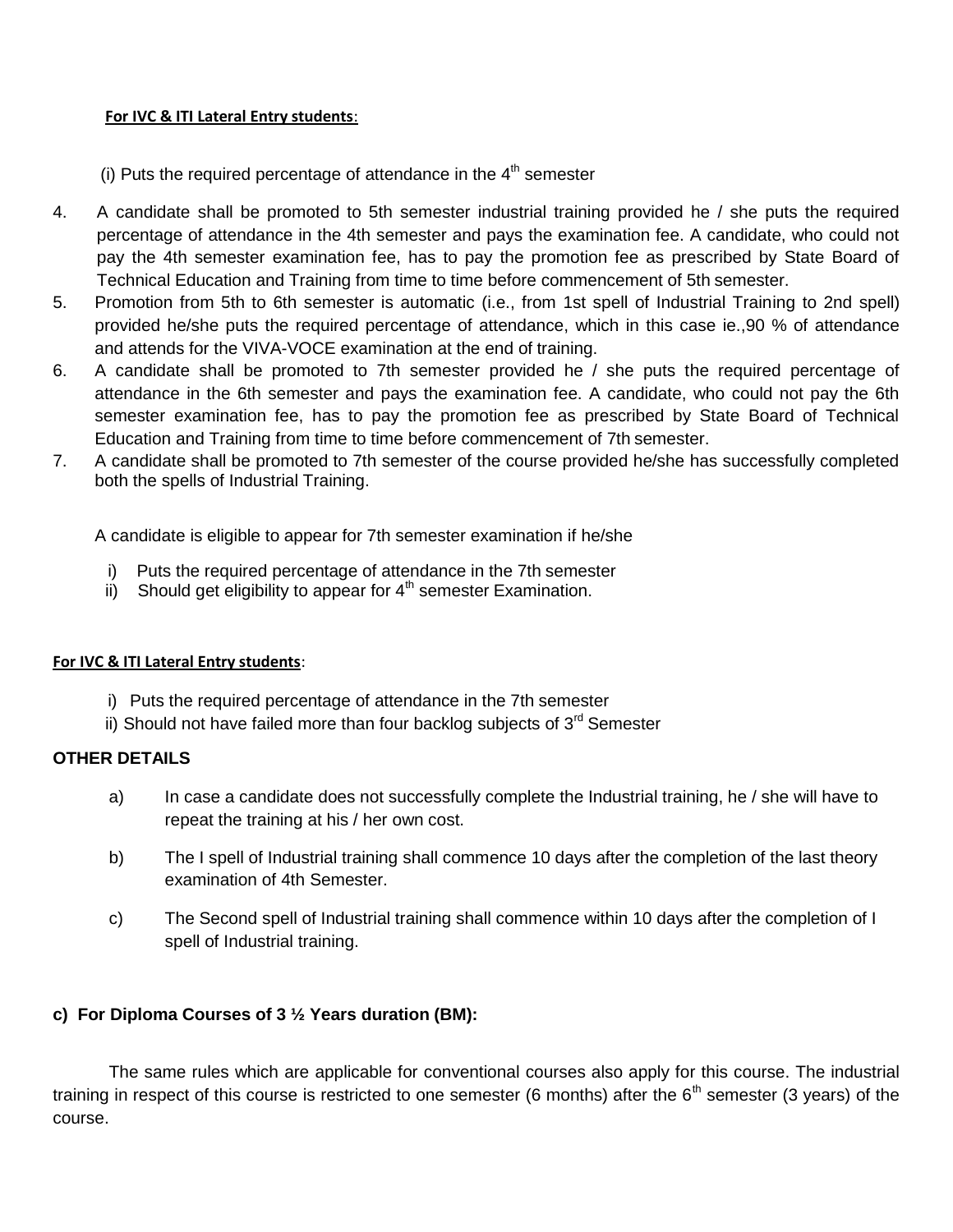**For IVC & ITI Lateral Entry students**:

(i) Puts the required percentage of attendance in the $4^{th}$ semester

4. A candidate shall be promoted to 5th semester industrial training provided he / she puts the required percentage of attendance in the 4th semester and pays the examination fee. A candidate, who could not pay the 4th semester examination fee, has to pay the promotion fee as prescribed by State Board of Technical Education and Training from time to time before commencement of 5th semester.
5. Promotion from 5th to 6th semester is automatic (i.e., from 1st spell of Industrial Training to 2nd spell) provided he/she puts the required percentage of attendance, which in this case ie.,90 % of attendance and attends for the VIVA-VOCE examination at the end of training.
6. A candidate shall be promoted to 7th semester provided he / she puts the required percentage of attendance in the 6th semester and pays the examination fee. A candidate, who could not pay the 6th semester examination fee, has to pay the promotion fee as prescribed by State Board of Technical Education and Training from time to time before commencement of 7th semester.
7. A candidate shall be promoted to 7th semester of the course provided he/she has successfully completed both the spells of Industrial Training.

A candidate is eligible to appear for 7th semester examination if he/she

i) Puts the required percentage of attendance in the 7th semester
ii) Should get eligibility to appear for $4^{th}$ semester Examination.

**For IVC & ITI Lateral Entry students**:

i) Puts the required percentage of attendance in the 7th semester
ii) Should not have failed more than four backlog subjects of $3^{rd}$ Semester

**OTHER DETAILS**

a) In case a candidate does not successfully complete the Industrial training, he / she will have to repeat the training at his / her own cost.

b) The I spell of Industrial training shall commence 10 days after the completion of the last theory examination of 4th Semester.

c) The Second spell of Industrial training shall commence within 10 days after the completion of I spell of Industrial training.

**c) For Diploma Courses of 3 ½ Years duration (BM):**

The same rules which are applicable for conventional courses also apply for this course. The industrial training in respect of this course is restricted to one semester (6 months) after the $6^{th}$ semester (3 years) of the course.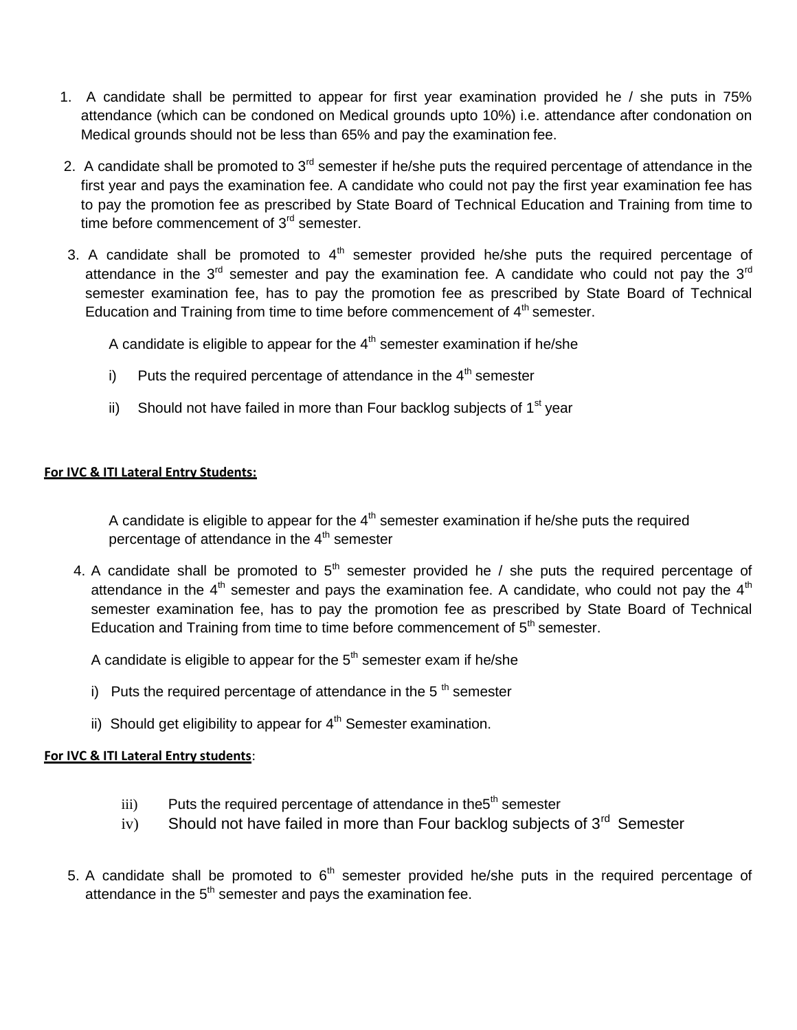1. A candidate shall be permitted to appear for first year examination provided he / she puts in 75% attendance (which can be condoned on Medical grounds upto 10%) i.e. attendance after condonation on Medical grounds should not be less than 65% and pay the examination fee.

2. A candidate shall be promoted to 3rd semester if he/she puts the required percentage of attendance in the first year and pays the examination fee. A candidate who could not pay the first year examination fee has to pay the promotion fee as prescribed by State Board of Technical Education and Training from time to time before commencement of 3rd semester.

3. A candidate shall be promoted to 4th semester provided he/she puts the required percentage of attendance in the 3rd semester and pay the examination fee. A candidate who could not pay the 3rd semester examination fee, has to pay the promotion fee as prescribed by State Board of Technical Education and Training from time to time before commencement of 4th semester.

   A candidate is eligible to appear for the 4th semester examination if he/she

   i) Puts the required percentage of attendance in the 4th semester

   ii) Should not have failed in more than Four backlog subjects of 1st year

**For IVC & ITI Lateral Entry Students:**

A candidate is eligible to appear for the 4th semester examination if he/she puts the required percentage of attendance in the 4th semester

4. A candidate shall be promoted to 5th semester provided he / she puts the required percentage of attendance in the 4th semester and pays the examination fee. A candidate, who could not pay the 4th semester examination fee, has to pay the promotion fee as prescribed by State Board of Technical Education and Training from time to time before commencement of 5th semester.

   A candidate is eligible to appear for the 5th semester exam if he/she

   i) Puts the required percentage of attendance in the 5 th semester

   ii) Should get eligibility to appear for 4th Semester examination.

**For IVC & ITI Lateral Entry students**:

iii) Puts the required percentage of attendance in the5th semester

iv) Should not have failed in more than Four backlog subjects of 3rd Semester

5. A candidate shall be promoted to 6th semester provided he/she puts in the required percentage of attendance in the 5th semester and pays the examination fee.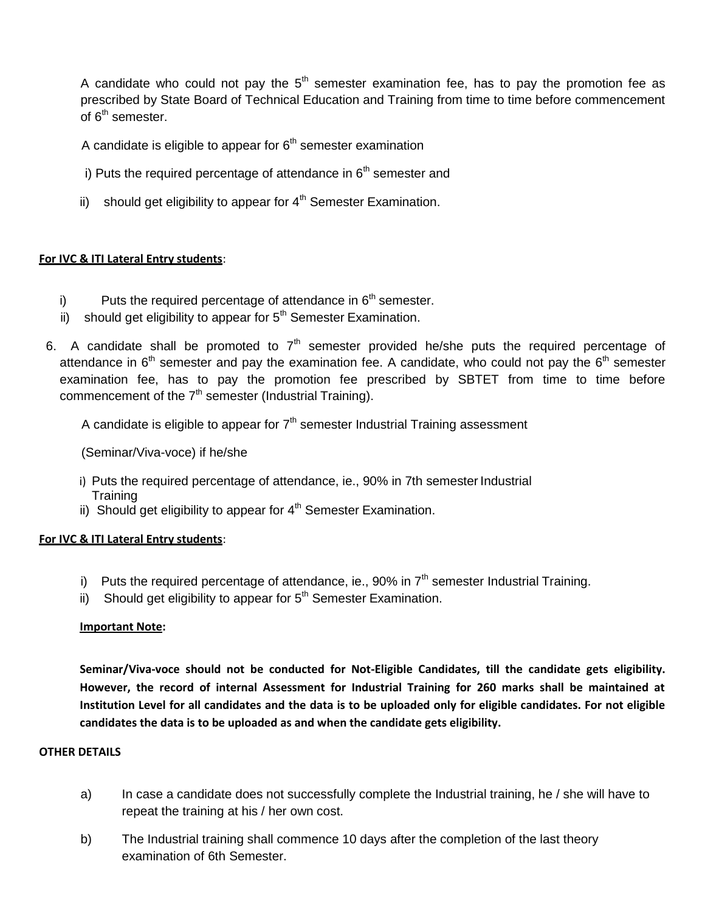A candidate who could not pay the 5th semester examination fee, has to pay the promotion fee as prescribed by State Board of Technical Education and Training from time to time before commencement of 6th semester.

A candidate is eligible to appear for 6th semester examination

i) Puts the required percentage of attendance in 6th semester and

ii) should get eligibility to appear for 4th Semester Examination.

**For IVC & ITI Lateral Entry students**:

i) Puts the required percentage of attendance in 6th semester.

ii) should get eligibility to appear for 5th Semester Examination.

6. A candidate shall be promoted to 7th semester provided he/she puts the required percentage of attendance in 6th semester and pay the examination fee. A candidate, who could not pay the 6th semester examination fee, has to pay the promotion fee prescribed by SBTET from time to time before commencement of the 7th semester (Industrial Training).

A candidate is eligible to appear for 7th semester Industrial Training assessment

(Seminar/Viva-voce) if he/she

i) Puts the required percentage of attendance, ie., 90% in 7th semester Industrial Training

ii) Should get eligibility to appear for 4th Semester Examination.

**For IVC & ITI Lateral Entry students**:

i) Puts the required percentage of attendance, ie., 90% in 7th semester Industrial Training.

ii) Should get eligibility to appear for 5th Semester Examination.

**Important Note:**

**Seminar/Viva-voce should not be conducted for Not-Eligible Candidates, till the candidate gets eligibility. However, the record of internal Assessment for Industrial Training for 260 marks shall be maintained at Institution Level for all candidates and the data is to be uploaded only for eligible candidates. For not eligible candidates the data is to be uploaded as and when the candidate gets eligibility.**

**OTHER DETAILS**

a) In case a candidate does not successfully complete the Industrial training, he / she will have to repeat the training at his / her own cost.

b) The Industrial training shall commence 10 days after the completion of the last theory examination of 6th Semester.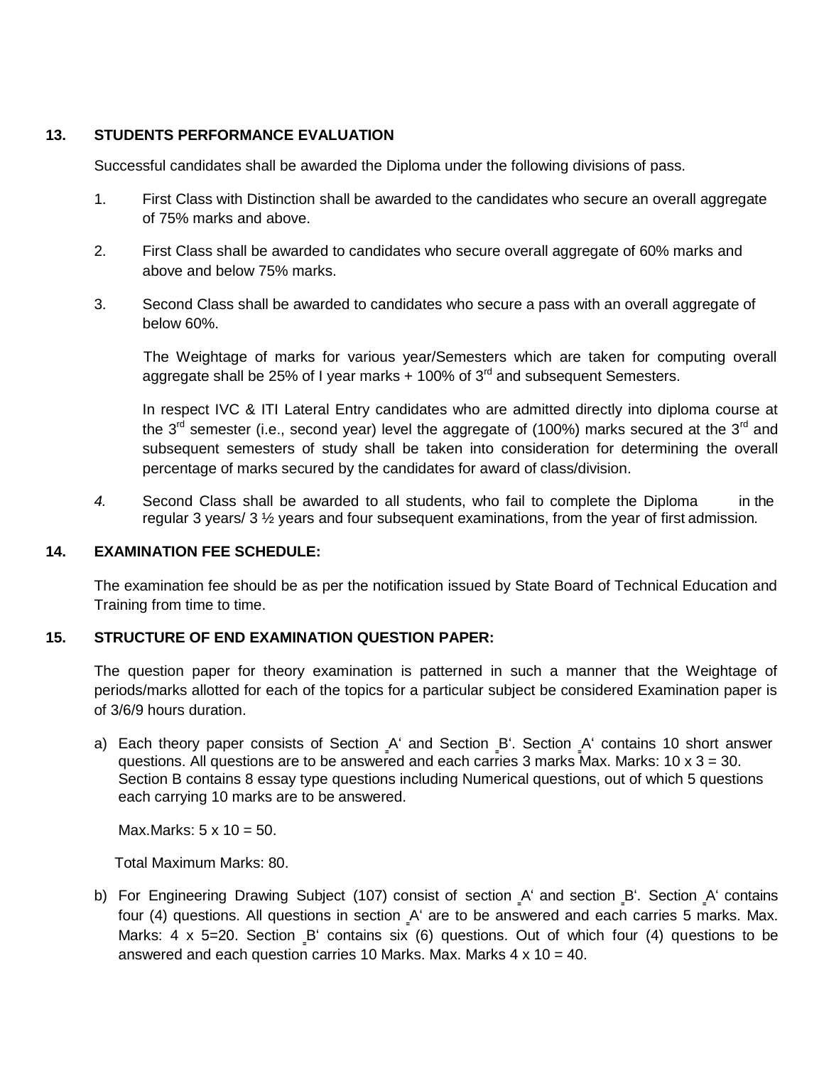## 13. STUDENTS PERFORMANCE EVALUATION

Successful candidates shall be awarded the Diploma under the following divisions of pass.

1. First Class with Distinction shall be awarded to the candidates who secure an overall aggregate of 75% marks and above.

2. First Class shall be awarded to candidates who secure overall aggregate of 60% marks and above and below 75% marks.

3. Second Class shall be awarded to candidates who secure a pass with an overall aggregate of below 60%.

   The Weightage of marks for various year/Semesters which are taken for computing overall aggregate shall be 25% of I year marks + 100% of 3rd and subsequent Semesters.

   In respect IVC & ITI Lateral Entry candidates who are admitted directly into diploma course at the 3rd semester (i.e., second year) level the aggregate of (100%) marks secured at the 3rd and subsequent semesters of study shall be taken into consideration for determining the overall percentage of marks secured by the candidates for award of class/division.

4. Second Class shall be awarded to all students, who fail to complete the Diploma in the regular 3 years/ 3 ½ years and four subsequent examinations, from the year of first admission.

## 14. EXAMINATION FEE SCHEDULE:

The examination fee should be as per the notification issued by State Board of Technical Education and Training from time to time.

## 15. STRUCTURE OF END EXAMINATION QUESTION PAPER:

The question paper for theory examination is patterned in such a manner that the Weightage of periods/marks allotted for each of the topics for a particular subject be considered Examination paper is of 3/6/9 hours duration.

a) Each theory paper consists of Section 'A' and Section 'B'. Section 'A' contains 10 short answer questions. All questions are to be answered and each carries 3 marks Max. Marks: 10 x 3 = 30. Section B contains 8 essay type questions including Numerical questions, out of which 5 questions each carrying 10 marks are to be answered.

   Max.Marks: 5 x 10 = 50.

   Total Maximum Marks: 80.

b) For Engineering Drawing Subject (107) consist of section 'A' and section 'B'. Section 'A' contains four (4) questions. All questions in section 'A' are to be answered and each carries 5 marks. Max. Marks: 4 x 5=20. Section 'B' contains six (6) questions. Out of which four (4) questions to be answered and each question carries 10 Marks. Max. Marks 4 x 10 = 40.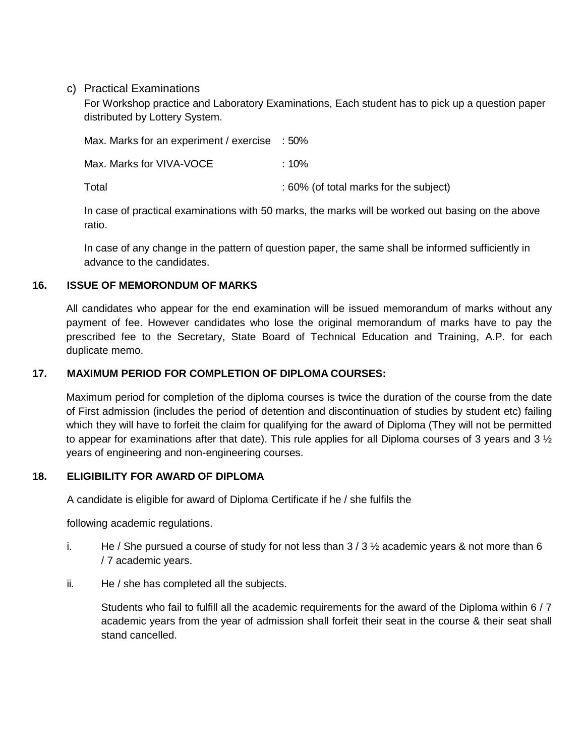c) Practical Examinations

For Workshop practice and Laboratory Examinations, Each student has to pick up a question paper distributed by Lottery System.

| | |
|---|---|
| Max. Marks for an experiment / exercise | : 50% |
| Max. Marks for VIVA-VOCE | : 10% |
| Total | : 60% (of total marks for the subject) |

In case of practical examinations with 50 marks, the marks will be worked out basing on the above ratio.

In case of any change in the pattern of question paper, the same shall be informed sufficiently in advance to the candidates.

**16. ISSUE OF MEMORONDUM OF MARKS**

All candidates who appear for the end examination will be issued memorandum of marks without any payment of fee. However candidates who lose the original memorandum of marks have to pay the prescribed fee to the Secretary, State Board of Technical Education and Training, A.P. for each duplicate memo.

**17. MAXIMUM PERIOD FOR COMPLETION OF DIPLOMA COURSES:**

Maximum period for completion of the diploma courses is twice the duration of the course from the date of First admission (includes the period of detention and discontinuation of studies by student etc) failing which they will have to forfeit the claim for qualifying for the award of Diploma (They will not be permitted to appear for examinations after that date). This rule applies for all Diploma courses of 3 years and 3 ½ years of engineering and non-engineering courses.

**18. ELIGIBILITY FOR AWARD OF DIPLOMA**

A candidate is eligible for award of Diploma Certificate if he / she fulfils the

following academic regulations.

i. He / She pursued a course of study for not less than 3 / 3 ½ academic years & not more than 6 / 7 academic years.

ii. He / she has completed all the subjects.

Students who fail to fulfill all the academic requirements for the award of the Diploma within 6 / 7 academic years from the year of admission shall forfeit their seat in the course & their seat shall stand cancelled.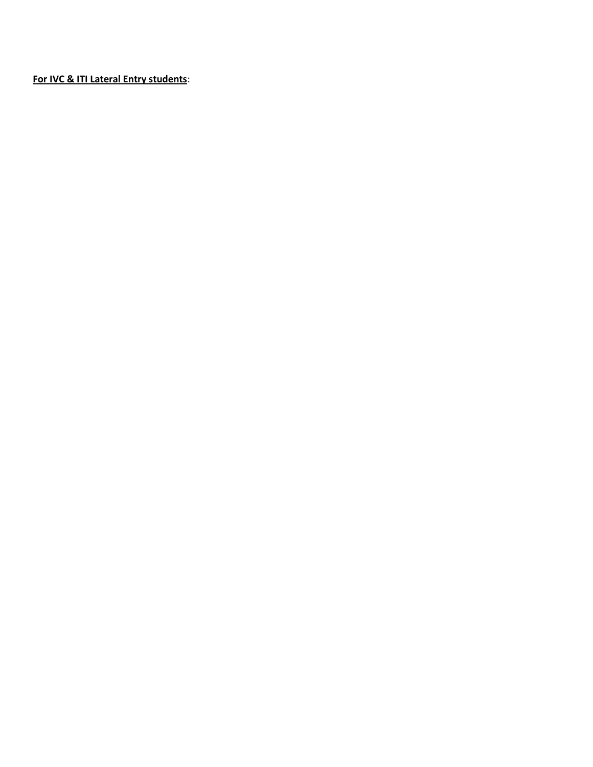**For IVC & ITI Lateral Entry students**: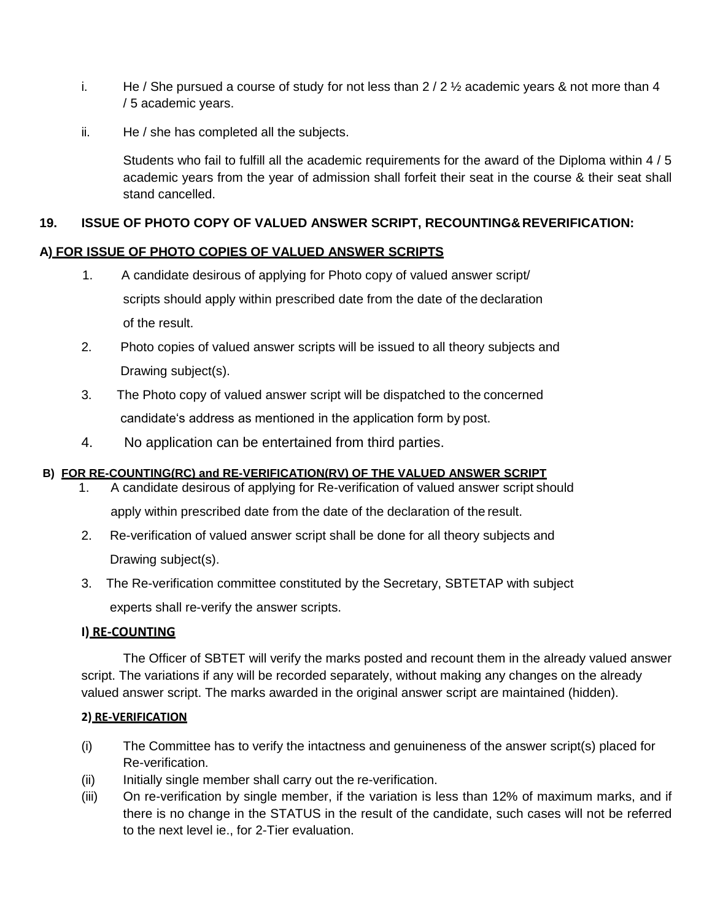i. He / She pursued a course of study for not less than 2 / 2 ½ academic years & not more than 4 / 5 academic years.

ii. He / she has completed all the subjects.

Students who fail to fulfill all the academic requirements for the award of the Diploma within 4 / 5 academic years from the year of admission shall forfeit their seat in the course & their seat shall stand cancelled.

## 19. ISSUE OF PHOTO COPY OF VALUED ANSWER SCRIPT, RECOUNTING& REVERIFICATION:

### A) FOR ISSUE OF PHOTO COPIES OF VALUED ANSWER SCRIPTS

1. A candidate desirous of applying for Photo copy of valued answer script/ scripts should apply within prescribed date from the date of the declaration of the result.
2. Photo copies of valued answer scripts will be issued to all theory subjects and Drawing subject(s).
3. The Photo copy of valued answer script will be dispatched to the concerned candidate's address as mentioned in the application form by post.
4. No application can be entertained from third parties.

### B) FOR RE-COUNTING(RC) and RE-VERIFICATION(RV) OF THE VALUED ANSWER SCRIPT

1. A candidate desirous of applying for Re-verification of valued answer script should apply within prescribed date from the date of the declaration of the result.
2. Re-verification of valued answer script shall be done for all theory subjects and Drawing subject(s).
3. The Re-verification committee constituted by the Secretary, SBTETAP with subject experts shall re-verify the answer scripts.

#### I) RE-COUNTING

The Officer of SBTET will verify the marks posted and recount them in the already valued answer script. The variations if any will be recorded separately, without making any changes on the already valued answer script. The marks awarded in the original answer script are maintained (hidden).

#### 2) RE-VERIFICATION

(i) The Committee has to verify the intactness and genuineness of the answer script(s) placed for Re-verification.

(ii) Initially single member shall carry out the re-verification.

(iii) On re-verification by single member, if the variation is less than 12% of maximum marks, and if there is no change in the STATUS in the result of the candidate, such cases will not be referred to the next level ie., for 2-Tier evaluation.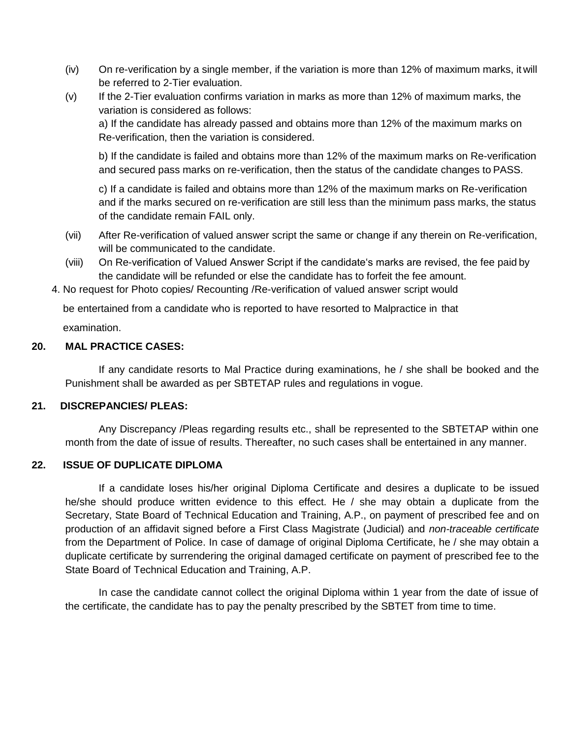(iv) On re-verification by a single member, if the variation is more than 12% of maximum marks, it will be referred to 2-Tier evaluation.

(v) If the 2-Tier evaluation confirms variation in marks as more than 12% of maximum marks, the variation is considered as follows:

a) If the candidate has already passed and obtains more than 12% of the maximum marks on Re-verification, then the variation is considered.

b) If the candidate is failed and obtains more than 12% of the maximum marks on Re-verification and secured pass marks on re-verification, then the status of the candidate changes to PASS.

c) If a candidate is failed and obtains more than 12% of the maximum marks on Re-verification and if the marks secured on re-verification are still less than the minimum pass marks, the status of the candidate remain FAIL only.

(vii) After Re-verification of valued answer script the same or change if any therein on Re-verification, will be communicated to the candidate.

(viii) On Re-verification of Valued Answer Script if the candidate's marks are revised, the fee paid by the candidate will be refunded or else the candidate has to forfeit the fee amount.

4. No request for Photo copies/ Recounting /Re-verification of valued answer script would be entertained from a candidate who is reported to have resorted to Malpractice in that examination.

## 20. MAL PRACTICE CASES:

If any candidate resorts to Mal Practice during examinations, he / she shall be booked and the Punishment shall be awarded as per SBTETAP rules and regulations in vogue.

## 21. DISCREPANCIES/ PLEAS:

Any Discrepancy /Pleas regarding results etc., shall be represented to the SBTETAP within one month from the date of issue of results. Thereafter, no such cases shall be entertained in any manner.

## 22. ISSUE OF DUPLICATE DIPLOMA

If a candidate loses his/her original Diploma Certificate and desires a duplicate to be issued he/she should produce written evidence to this effect. He / she may obtain a duplicate from the Secretary, State Board of Technical Education and Training, A.P., on payment of prescribed fee and on production of an affidavit signed before a First Class Magistrate (Judicial) and *non-traceable certificate* from the Department of Police. In case of damage of original Diploma Certificate, he / she may obtain a duplicate certificate by surrendering the original damaged certificate on payment of prescribed fee to the State Board of Technical Education and Training, A.P.

In case the candidate cannot collect the original Diploma within 1 year from the date of issue of the certificate, the candidate has to pay the penalty prescribed by the SBTET from time to time.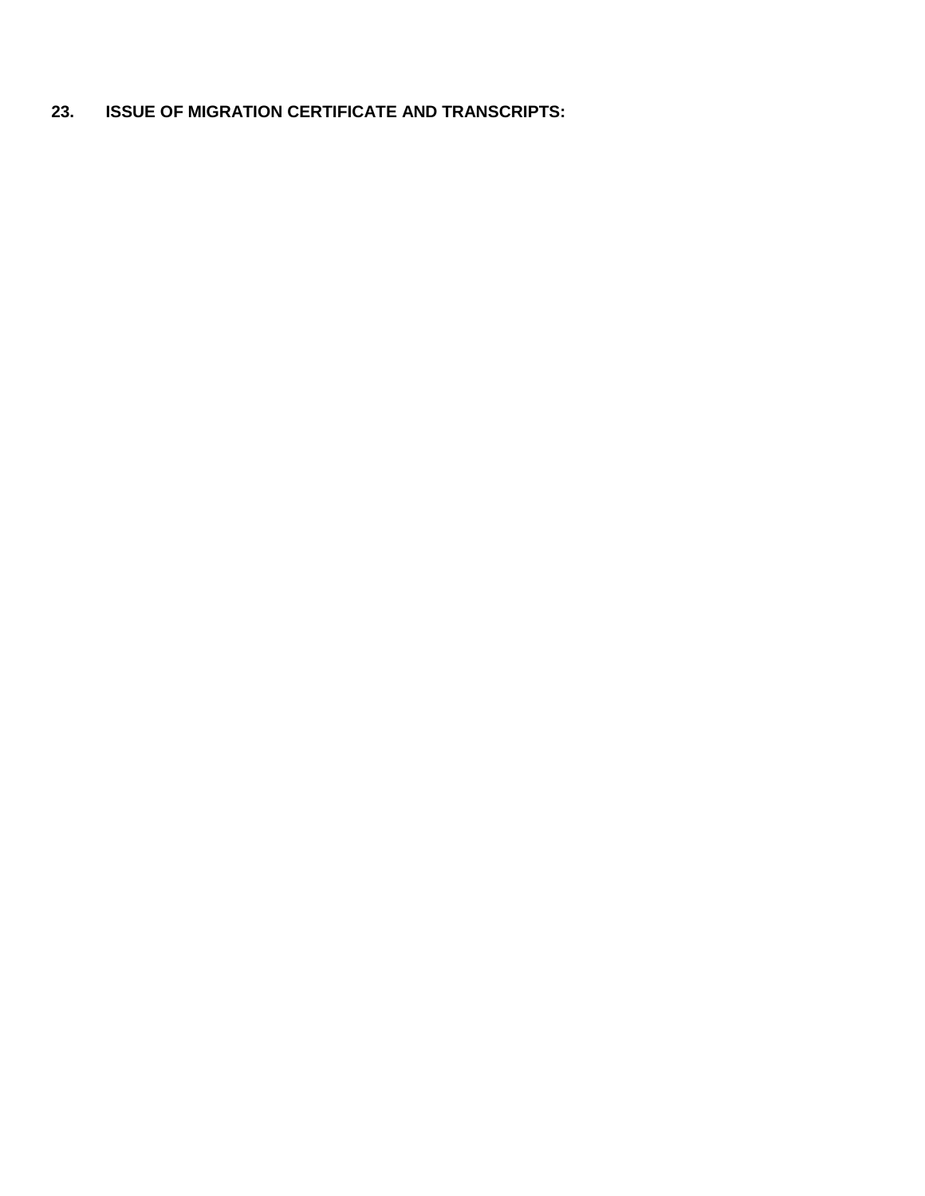## 23. ISSUE OF MIGRATION CERTIFICATE AND TRANSCRIPTS: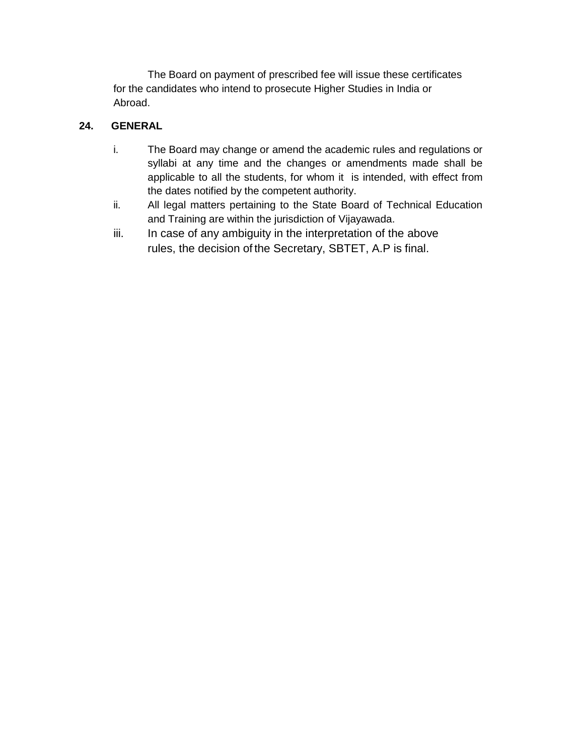The Board on payment of prescribed fee will issue these certificates for the candidates who intend to prosecute Higher Studies in India or Abroad.

## 24. GENERAL

i. The Board may change or amend the academic rules and regulations or syllabi at any time and the changes or amendments made shall be applicable to all the students, for whom it is intended, with effect from the dates notified by the competent authority.

ii. All legal matters pertaining to the State Board of Technical Education and Training are within the jurisdiction of Vijayawada.

iii. In case of any ambiguity in the interpretation of the above rules, the decision of the Secretary, SBTET, A.P is final.